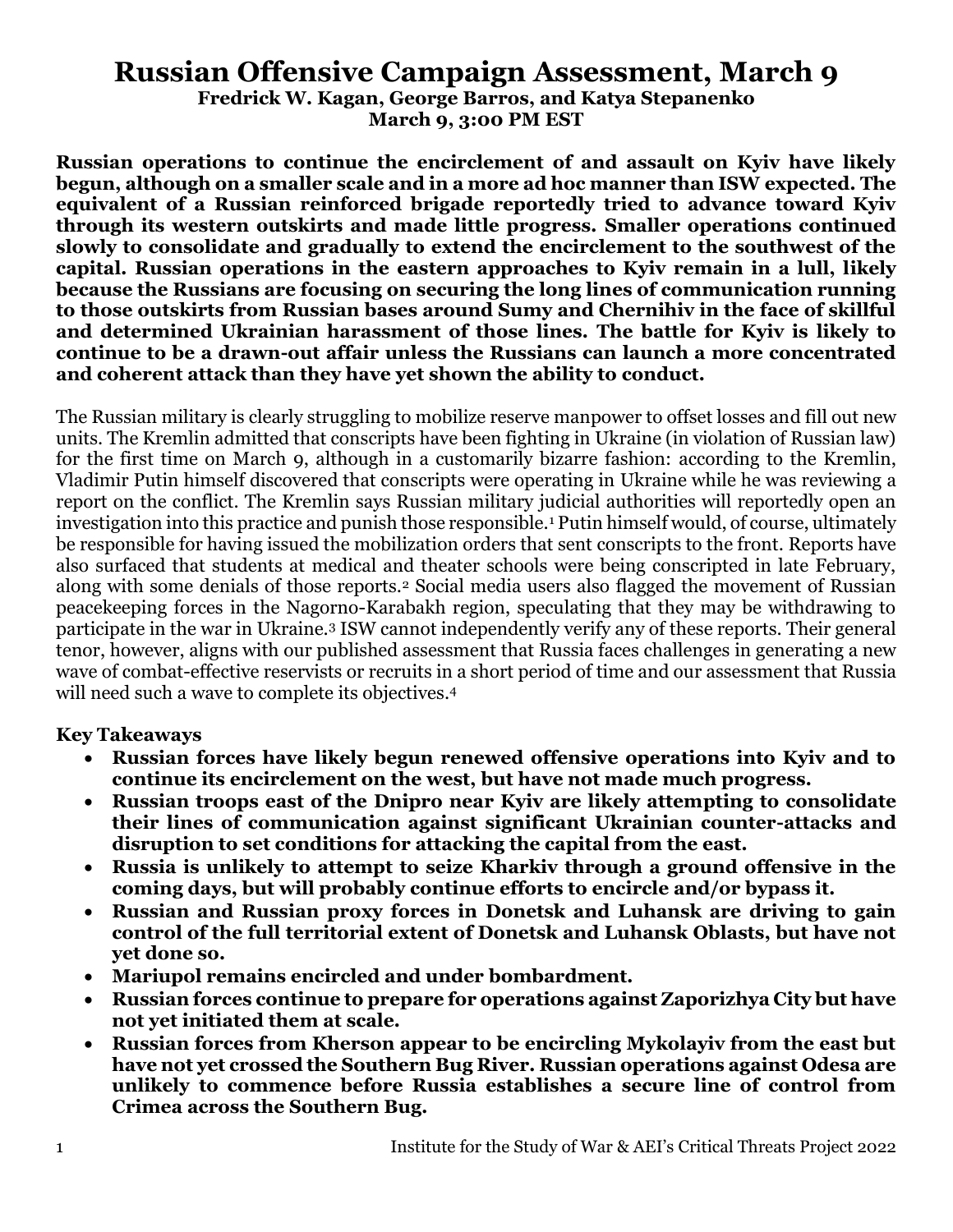# Russian Offensive Campaign Assessment, March 9

**Fredrick W. Kagan, George Barros, and Katya Stepanenko**
**March 9, 3:00 PM EST**

**Russian operations to continue the encirclement of and assault on Kyiv have likely begun, although on a smaller scale and in a more ad hoc manner than ISW expected. The equivalent of a Russian reinforced brigade reportedly tried to advance toward Kyiv through its western outskirts and made little progress. Smaller operations continued slowly to consolidate and gradually to extend the encirclement to the southwest of the capital. Russian operations in the eastern approaches to Kyiv remain in a lull, likely because the Russians are focusing on securing the long lines of communication running to those outskirts from Russian bases around Sumy and Chernihiv in the face of skillful and determined Ukrainian harassment of those lines. The battle for Kyiv is likely to continue to be a drawn-out affair unless the Russians can launch a more concentrated and coherent attack than they have yet shown the ability to conduct.**

The Russian military is clearly struggling to mobilize reserve manpower to offset losses and fill out new units. The Kremlin admitted that conscripts have been fighting in Ukraine (in violation of Russian law) for the first time on March 9, although in a customarily bizarre fashion: according to the Kremlin, Vladimir Putin himself discovered that conscripts were operating in Ukraine while he was reviewing a report on the conflict. The Kremlin says Russian military judicial authorities will reportedly open an investigation into this practice and punish those responsible.[1] Putin himself would, of course, ultimately be responsible for having issued the mobilization orders that sent conscripts to the front. Reports have also surfaced that students at medical and theater schools were being conscripted in late February, along with some denials of those reports.[2] Social media users also flagged the movement of Russian peacekeeping forces in the Nagorno-Karabakh region, speculating that they may be withdrawing to participate in the war in Ukraine.[3] ISW cannot independently verify any of these reports. Their general tenor, however, aligns with our published assessment that Russia faces challenges in generating a new wave of combat-effective reservists or recruits in a short period of time and our assessment that Russia will need such a wave to complete its objectives.[4]

**Key Takeaways**

- **Russian forces have likely begun renewed offensive operations into Kyiv and to continue its encirclement on the west, but have not made much progress.**
- **Russian troops east of the Dnipro near Kyiv are likely attempting to consolidate their lines of communication against significant Ukrainian counter-attacks and disruption to set conditions for attacking the capital from the east.**
- **Russia is unlikely to attempt to seize Kharkiv through a ground offensive in the coming days, but will probably continue efforts to encircle and/or bypass it.**
- **Russian and Russian proxy forces in Donetsk and Luhansk are driving to gain control of the full territorial extent of Donetsk and Luhansk Oblasts, but have not yet done so.**
- **Mariupol remains encircled and under bombardment.**
- **Russian forces continue to prepare for operations against Zaporizhya City but have not yet initiated them at scale.**
- **Russian forces from Kherson appear to be encircling Mykolayiv from the east but have not yet crossed the Southern Bug River. Russian operations against Odesa are unlikely to commence before Russia establishes a secure line of control from Crimea across the Southern Bug.**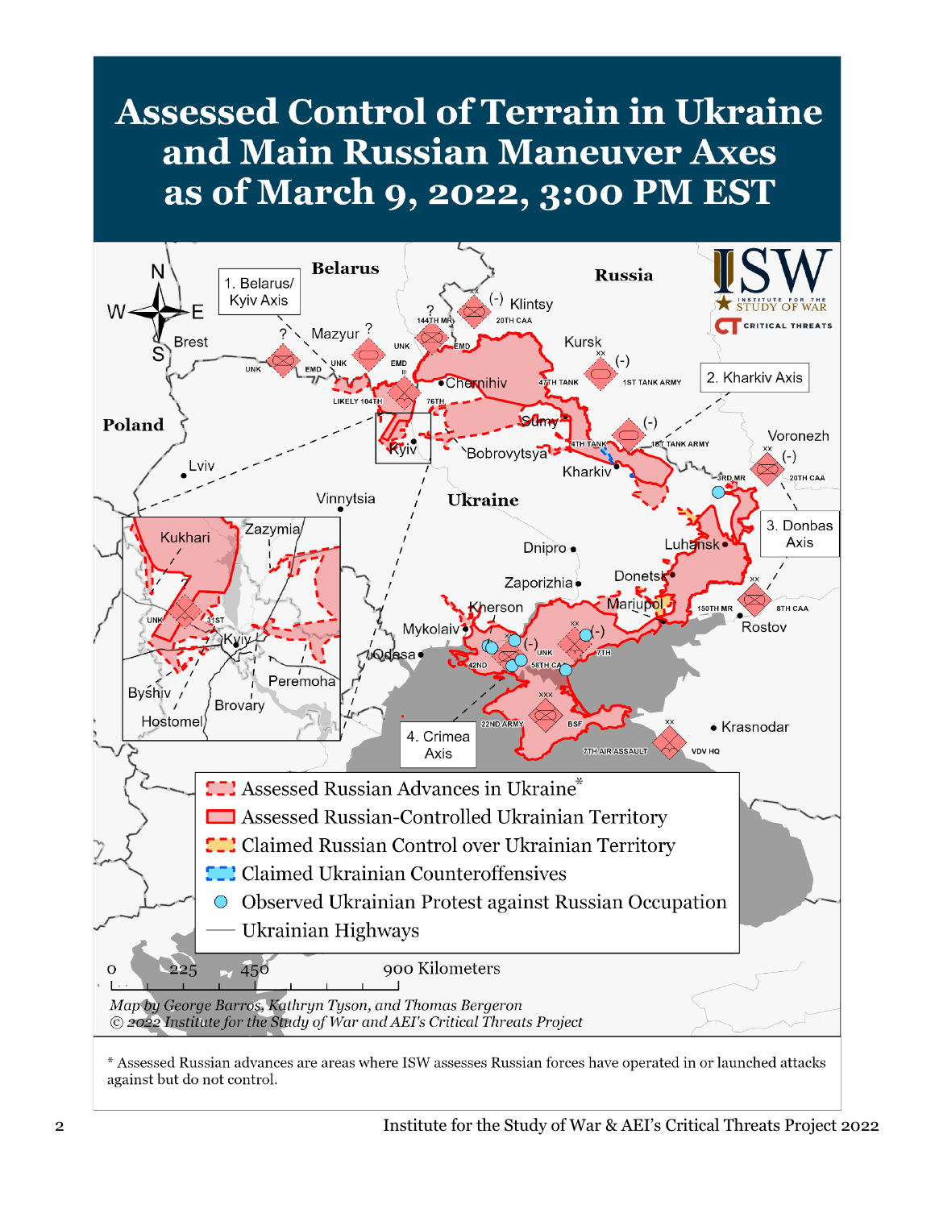# Assessed Control of Terrain in Ukraine and Main Russian Maneuver Axes as of March 9, 2022, 3:00 PM EST

- Assessed Russian Advances in Ukraine*
- Assessed Russian-Controlled Ukrainian Territory
- Claimed Russian Control over Ukrainian Territory
- Claimed Ukrainian Counteroffensives
- Observed Ukrainian Protest against Russian Occupation
- Ukrainian Highways

*Map by George Barros, Kathryn Tyson, and Thomas Bergeron*
*© 2022 Institute for the Study of War and AEI's Critical Threats Project*

\* Assessed Russian advances are areas where ISW assesses Russian forces have operated in or launched attacks against but do not control.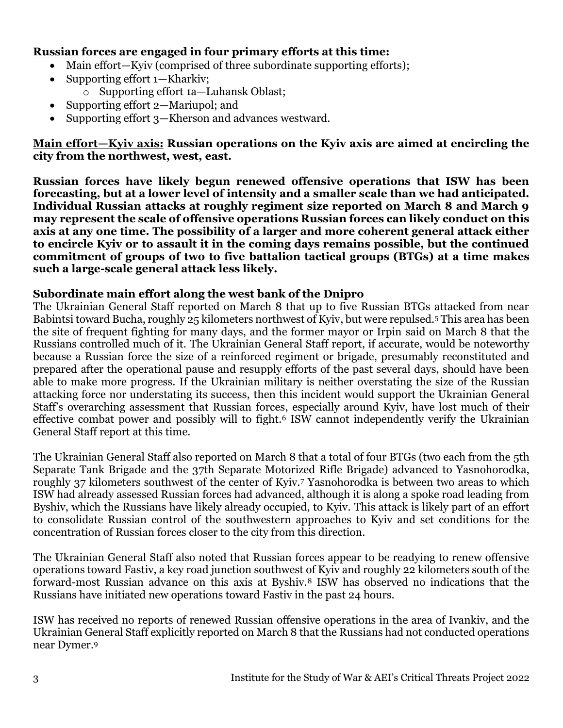**<u>Russian forces are engaged in four primary efforts at this time:</u>**

- Main effort—Kyiv (comprised of three subordinate supporting efforts);
- Supporting effort 1—Kharkiv;
    - Supporting effort 1a—Luhansk Oblast;
- Supporting effort 2—Mariupol; and
- Supporting effort 3—Kherson and advances westward.

**<u>Main effort—Kyiv axis:</u> Russian operations on the Kyiv axis are aimed at encircling the city from the northwest, west, east.**

**Russian forces have likely begun renewed offensive operations that ISW has been forecasting, but at a lower level of intensity and a smaller scale than we had anticipated. Individual Russian attacks at roughly regiment size reported on March 8 and March 9 may represent the scale of offensive operations Russian forces can likely conduct on this axis at any one time. The possibility of a larger and more coherent general attack either to encircle Kyiv or to assault it in the coming days remains possible, but the continued commitment of groups of two to five battalion tactical groups (BTGs) at a time makes such a large-scale general attack less likely.**

**Subordinate main effort along the west bank of the Dnipro**

The Ukrainian General Staff reported on March 8 that up to five Russian BTGs attacked from near Babintsi toward Bucha, roughly 25 kilometers northwest of Kyiv, but were repulsed.[5] This area has been the site of frequent fighting for many days, and the former mayor or Irpin said on March 8 that the Russians controlled much of it. The Ukrainian General Staff report, if accurate, would be noteworthy because a Russian force the size of a reinforced regiment or brigade, presumably reconstituted and prepared after the operational pause and resupply efforts of the past several days, should have been able to make more progress. If the Ukrainian military is neither overstating the size of the Russian attacking force nor understating its success, then this incident would support the Ukrainian General Staff's overarching assessment that Russian forces, especially around Kyiv, have lost much of their effective combat power and possibly will to fight.[6] ISW cannot independently verify the Ukrainian General Staff report at this time.

The Ukrainian General Staff also reported on March 8 that a total of four BTGs (two each from the 5th Separate Tank Brigade and the 37th Separate Motorized Rifle Brigade) advanced to Yasnohorodka, roughly 37 kilometers southwest of the center of Kyiv.[7] Yasnohorodka is between two areas to which ISW had already assessed Russian forces had advanced, although it is along a spoke road leading from Byshiv, which the Russians have likely already occupied, to Kyiv. This attack is likely part of an effort to consolidate Russian control of the southwestern approaches to Kyiv and set conditions for the concentration of Russian forces closer to the city from this direction.

The Ukrainian General Staff also noted that Russian forces appear to be readying to renew offensive operations toward Fastiv, a key road junction southwest of Kyiv and roughly 22 kilometers south of the forward-most Russian advance on this axis at Byshiv.[8] ISW has observed no indications that the Russians have initiated new operations toward Fastiv in the past 24 hours.

ISW has received no reports of renewed Russian offensive operations in the area of Ivankiv, and the Ukrainian General Staff explicitly reported on March 8 that the Russians had not conducted operations near Dymer.[9]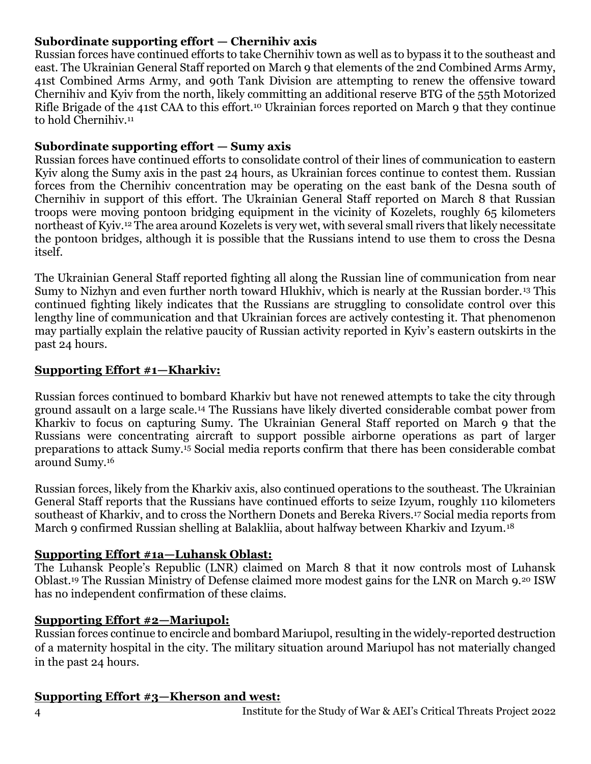**Subordinate supporting effort — Chernihiv axis**

Russian forces have continued efforts to take Chernihiv town as well as to bypass it to the southeast and east. The Ukrainian General Staff reported on March 9 that elements of the 2nd Combined Arms Army, 41st Combined Arms Army, and 90th Tank Division are attempting to renew the offensive toward Chernihiv and Kyiv from the north, likely committing an additional reserve BTG of the 55th Motorized Rifle Brigade of the 41st CAA to this effort.[10] Ukrainian forces reported on March 9 that they continue to hold Chernihiv.[11]

**Subordinate supporting effort — Sumy axis**

Russian forces have continued efforts to consolidate control of their lines of communication to eastern Kyiv along the Sumy axis in the past 24 hours, as Ukrainian forces continue to contest them. Russian forces from the Chernihiv concentration may be operating on the east bank of the Desna south of Chernihiv in support of this effort. The Ukrainian General Staff reported on March 8 that Russian troops were moving pontoon bridging equipment in the vicinity of Kozelets, roughly 65 kilometers northeast of Kyiv.[12] The area around Kozelets is very wet, with several small rivers that likely necessitate the pontoon bridges, although it is possible that the Russians intend to use them to cross the Desna itself.

The Ukrainian General Staff reported fighting all along the Russian line of communication from near Sumy to Nizhyn and even further north toward Hlukhiv, which is nearly at the Russian border.[13] This continued fighting likely indicates that the Russians are struggling to consolidate control over this lengthy line of communication and that Ukrainian forces are actively contesting it. That phenomenon may partially explain the relative paucity of Russian activity reported in Kyiv's eastern outskirts in the past 24 hours.

**Supporting Effort #1—Kharkiv:**

Russian forces continued to bombard Kharkiv but have not renewed attempts to take the city through ground assault on a large scale.[14] The Russians have likely diverted considerable combat power from Kharkiv to focus on capturing Sumy. The Ukrainian General Staff reported on March 9 that the Russians were concentrating aircraft to support possible airborne operations as part of larger preparations to attack Sumy.[15] Social media reports confirm that there has been considerable combat around Sumy.[16]

Russian forces, likely from the Kharkiv axis, also continued operations to the southeast. The Ukrainian General Staff reports that the Russians have continued efforts to seize Izyum, roughly 110 kilometers southeast of Kharkiv, and to cross the Northern Donets and Bereka Rivers.[17] Social media reports from March 9 confirmed Russian shelling at Balakliia, about halfway between Kharkiv and Izyum.[18]

**Supporting Effort #1a—Luhansk Oblast:**

The Luhansk People's Republic (LNR) claimed on March 8 that it now controls most of Luhansk Oblast.[19] The Russian Ministry of Defense claimed more modest gains for the LNR on March 9.[20] ISW has no independent confirmation of these claims.

**Supporting Effort #2—Mariupol:**

Russian forces continue to encircle and bombard Mariupol, resulting in the widely-reported destruction of a maternity hospital in the city. The military situation around Mariupol has not materially changed in the past 24 hours.

**Supporting Effort #3—Kherson and west:**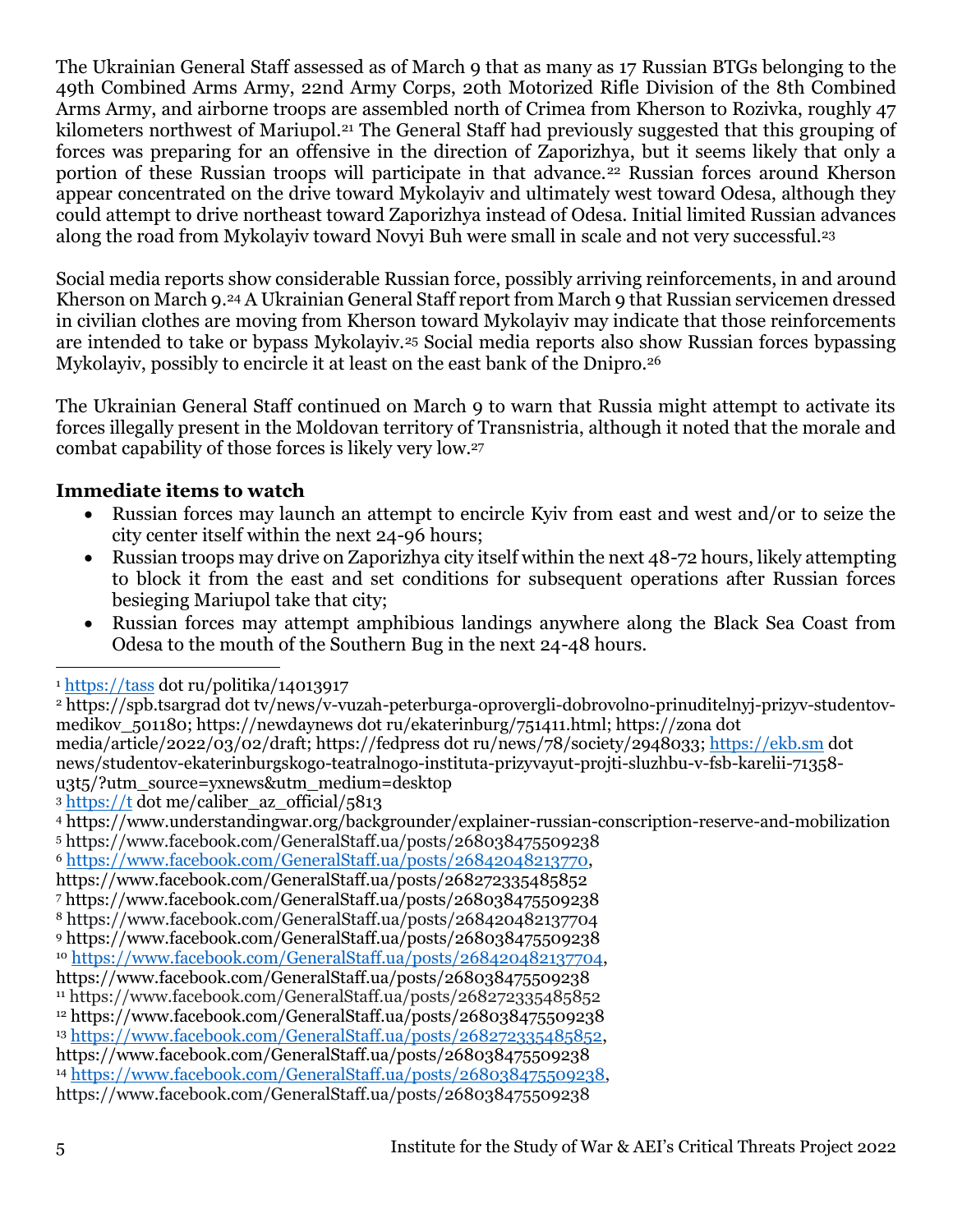The Ukrainian General Staff assessed as of March 9 that as many as 17 Russian BTGs belonging to the 49th Combined Arms Army, 22nd Army Corps, 20th Motorized Rifle Division of the 8th Combined Arms Army, and airborne troops are assembled north of Crimea from Kherson to Rozivka, roughly 47 kilometers northwest of Mariupol.[21] The General Staff had previously suggested that this grouping of forces was preparing for an offensive in the direction of Zaporizhya, but it seems likely that only a portion of these Russian troops will participate in that advance.[22] Russian forces around Kherson appear concentrated on the drive toward Mykolayiv and ultimately west toward Odesa, although they could attempt to drive northeast toward Zaporizhya instead of Odesa. Initial limited Russian advances along the road from Mykolayiv toward Novyi Buh were small in scale and not very successful.[23]

Social media reports show considerable Russian force, possibly arriving reinforcements, in and around Kherson on March 9.[24] A Ukrainian General Staff report from March 9 that Russian servicemen dressed in civilian clothes are moving from Kherson toward Mykolayiv may indicate that those reinforcements are intended to take or bypass Mykolayiv.[25] Social media reports also show Russian forces bypassing Mykolayiv, possibly to encircle it at least on the east bank of the Dnipro.[26]

The Ukrainian General Staff continued on March 9 to warn that Russia might attempt to activate its forces illegally present in the Moldovan territory of Transnistria, although it noted that the morale and combat capability of those forces is likely very low.[27]

**Immediate items to watch**

- Russian forces may launch an attempt to encircle Kyiv from east and west and/or to seize the city center itself within the next 24-96 hours;
- Russian troops may drive on Zaporizhya city itself within the next 48-72 hours, likely attempting to block it from the east and set conditions for subsequent operations after Russian forces besieging Mariupol take that city;
- Russian forces may attempt amphibious landings anywhere along the Black Sea Coast from Odesa to the mouth of the Southern Bug in the next 24-48 hours.

---

[1] https://tass dot ru/politika/14013917

[2] https://spb.tsargrad dot tv/news/v-vuzah-peterburga-oprovergli-dobrovolno-prinuditelnyj-prizyv-studentov-medikov_501180; https://newdaynews dot ru/ekaterinburg/751411.html; https://zona dot media/article/2022/03/02/draft; https://fedpress dot ru/news/78/society/2948033; https://ekb.sm dot news/studentov-ekaterinburgskogo-teatralnogo-instituta-prizyvayut-projti-sluzhbu-v-fsb-karelii-71358-u3t5/?utm_source=yxnews&utm_medium=desktop

[3] https://t dot me/caliber_az_official/5813

[4] https://www.understandingwar.org/backgrounder/explainer-russian-conscription-reserve-and-mobilization

[5] https://www.facebook.com/GeneralStaff.ua/posts/268038475509238

[6] https://www.facebook.com/GeneralStaff.ua/posts/26842048213770, https://www.facebook.com/GeneralStaff.ua/posts/268272335485852

[7] https://www.facebook.com/GeneralStaff.ua/posts/268038475509238

[8] https://www.facebook.com/GeneralStaff.ua/posts/268420482137704

[9] https://www.facebook.com/GeneralStaff.ua/posts/268038475509238

[10] https://www.facebook.com/GeneralStaff.ua/posts/268420482137704, https://www.facebook.com/GeneralStaff.ua/posts/268038475509238

[11] https://www.facebook.com/GeneralStaff.ua/posts/268272335485852

[12] https://www.facebook.com/GeneralStaff.ua/posts/268038475509238

[13] https://www.facebook.com/GeneralStaff.ua/posts/268272335485852, https://www.facebook.com/GeneralStaff.ua/posts/268038475509238

[14] https://www.facebook.com/GeneralStaff.ua/posts/268038475509238, https://www.facebook.com/GeneralStaff.ua/posts/268038475509238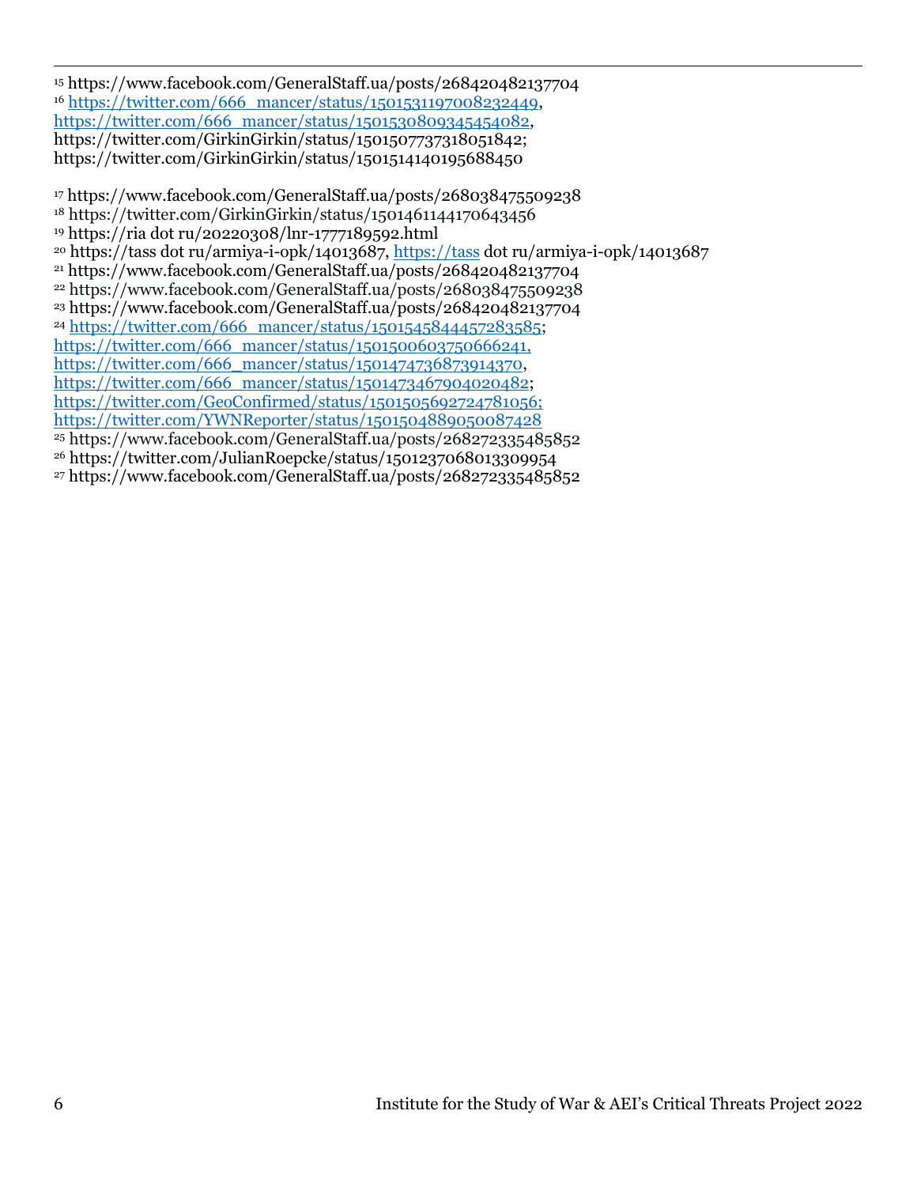[15] https://www.facebook.com/GeneralStaff.ua/posts/268420482137704

[16] https://twitter.com/666_mancer/status/1501531197008232449, https://twitter.com/666_mancer/status/1501530809345454082, https://twitter.com/GirkinGirkin/status/1501507737318051842; https://twitter.com/GirkinGirkin/status/1501514140195688450

[17] https://www.facebook.com/GeneralStaff.ua/posts/268038475509238

[18] https://twitter.com/GirkinGirkin/status/1501461144170643456

[19] https://ria dot ru/20220308/lnr-1777189592.html

[20] https://tass dot ru/armiya-i-opk/14013687, https://tass dot ru/armiya-i-opk/14013687

[21] https://www.facebook.com/GeneralStaff.ua/posts/268420482137704

[22] https://www.facebook.com/GeneralStaff.ua/posts/268038475509238

[23] https://www.facebook.com/GeneralStaff.ua/posts/268420482137704

[24] https://twitter.com/666_mancer/status/1501545844457283585; https://twitter.com/666_mancer/status/1501500603750666241, https://twitter.com/666_mancer/status/1501474736873914370, https://twitter.com/666_mancer/status/1501473467904020482; https://twitter.com/GeoConfirmed/status/1501505692724781056; https://twitter.com/YWNReporter/status/1501504889050087428

[25] https://www.facebook.com/GeneralStaff.ua/posts/268272335485852

[26] https://twitter.com/JulianRoepcke/status/1501237068013309954

[27] https://www.facebook.com/GeneralStaff.ua/posts/268272335485852